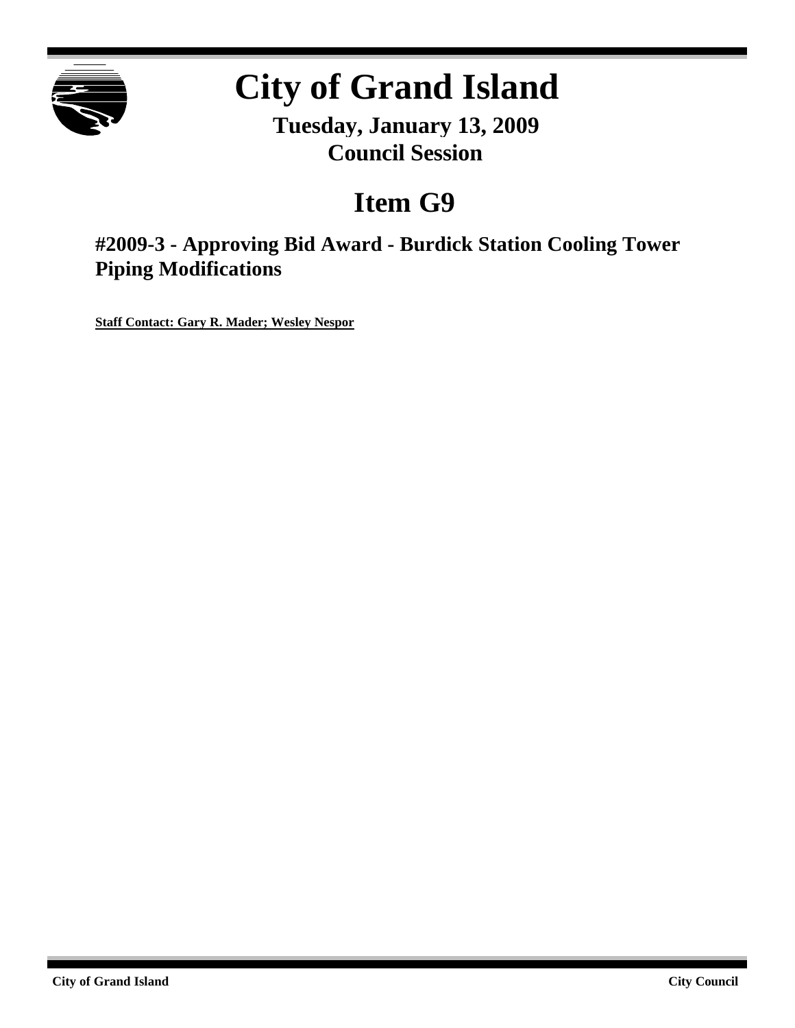# City of Grand Island

**Tuesday, January 13, 2009**
**Council Session**

## Item G9

### #2009-3 - Approving Bid Award - Burdick Station Cooling Tower Piping Modifications

**Staff Contact: Gary R. Mader; Wesley Nespor**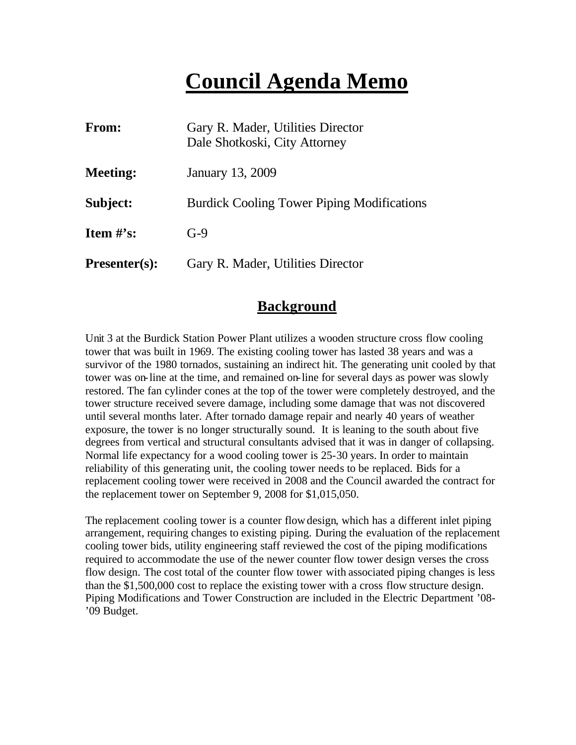# Council Agenda Memo

| | |
|---|---|
| **From:** | Gary R. Mader, Utilities Director<br>Dale Shotkoski, City Attorney |
| **Meeting:** | January 13, 2009 |
| **Subject:** | Burdick Cooling Tower Piping Modifications |
| **Item #'s:** | G-9 |
| **Presenter(s):** | Gary R. Mader, Utilities Director |

## Background

Unit 3 at the Burdick Station Power Plant utilizes a wooden structure cross flow cooling tower that was built in 1969. The existing cooling tower has lasted 38 years and was a survivor of the 1980 tornados, sustaining an indirect hit. The generating unit cooled by that tower was on-line at the time, and remained on-line for several days as power was slowly restored. The fan cylinder cones at the top of the tower were completely destroyed, and the tower structure received severe damage, including some damage that was not discovered until several months later. After tornado damage repair and nearly 40 years of weather exposure, the tower is no longer structurally sound. It is leaning to the south about five degrees from vertical and structural consultants advised that it was in danger of collapsing. Normal life expectancy for a wood cooling tower is 25-30 years. In order to maintain reliability of this generating unit, the cooling tower needs to be replaced. Bids for a replacement cooling tower were received in 2008 and the Council awarded the contract for the replacement tower on September 9, 2008 for $1,015,050.

The replacement cooling tower is a counter flow design, which has a different inlet piping arrangement, requiring changes to existing piping. During the evaluation of the replacement cooling tower bids, utility engineering staff reviewed the cost of the piping modifications required to accommodate the use of the newer counter flow tower design verses the cross flow design. The cost total of the counter flow tower with associated piping changes is less than the $1,500,000 cost to replace the existing tower with a cross flow structure design. Piping Modifications and Tower Construction are included in the Electric Department '08-'09 Budget.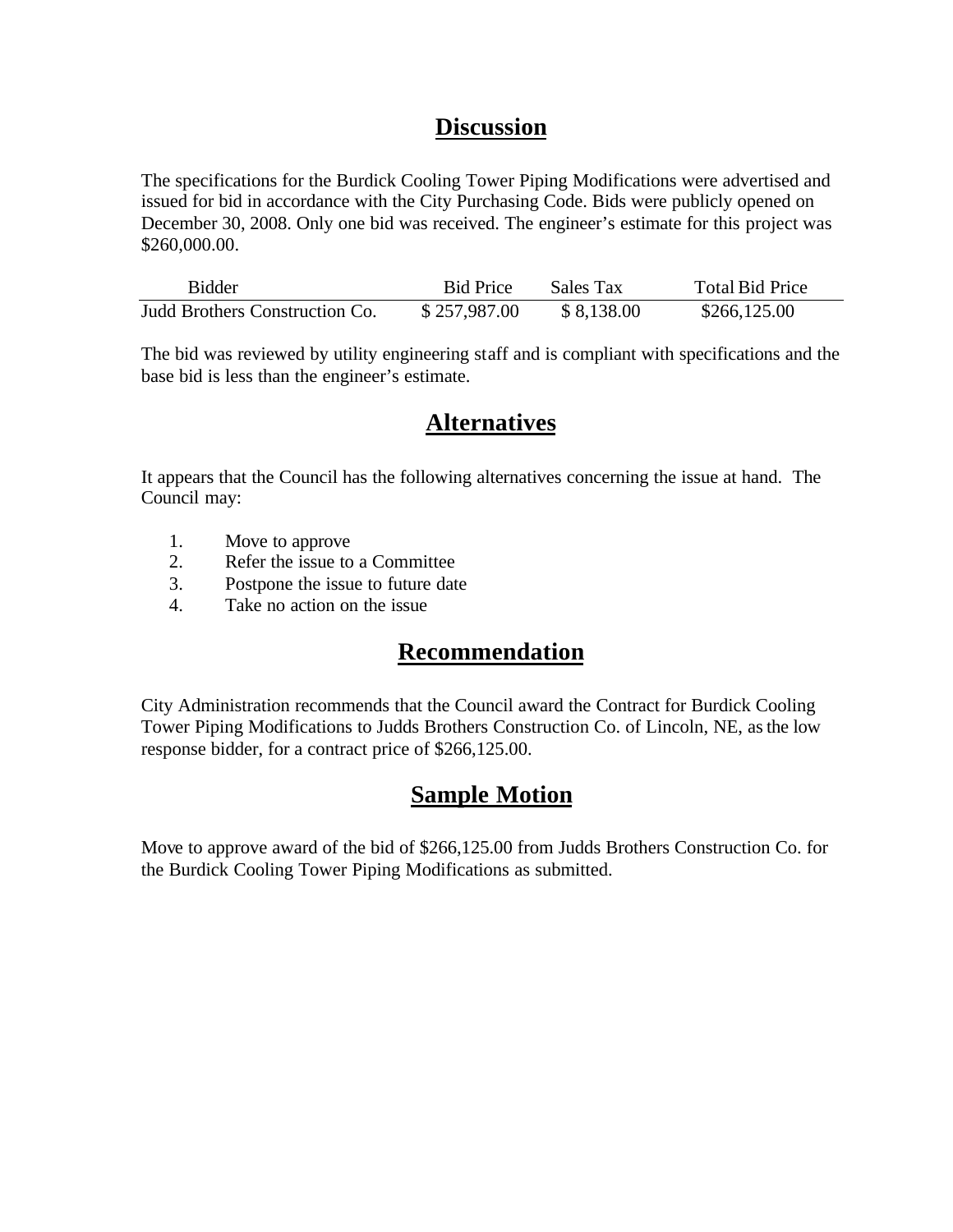## Discussion

The specifications for the Burdick Cooling Tower Piping Modifications were advertised and issued for bid in accordance with the City Purchasing Code. Bids were publicly opened on December 30, 2008. Only one bid was received. The engineer's estimate for this project was $260,000.00.

| Bidder | Bid Price | Sales Tax | Total Bid Price |
|---|---|---|---|
| Judd Brothers Construction Co. | $ 257,987.00 | $ 8,138.00 | $266,125.00 |

The bid was reviewed by utility engineering staff and is compliant with specifications and the base bid is less than the engineer's estimate.

## Alternatives

It appears that the Council has the following alternatives concerning the issue at hand. The Council may:

1. Move to approve
2. Refer the issue to a Committee
3. Postpone the issue to future date
4. Take no action on the issue

## Recommendation

City Administration recommends that the Council award the Contract for Burdick Cooling Tower Piping Modifications to Judds Brothers Construction Co. of Lincoln, NE, as the low response bidder, for a contract price of $266,125.00.

## Sample Motion

Move to approve award of the bid of $266,125.00 from Judds Brothers Construction Co. for the Burdick Cooling Tower Piping Modifications as submitted.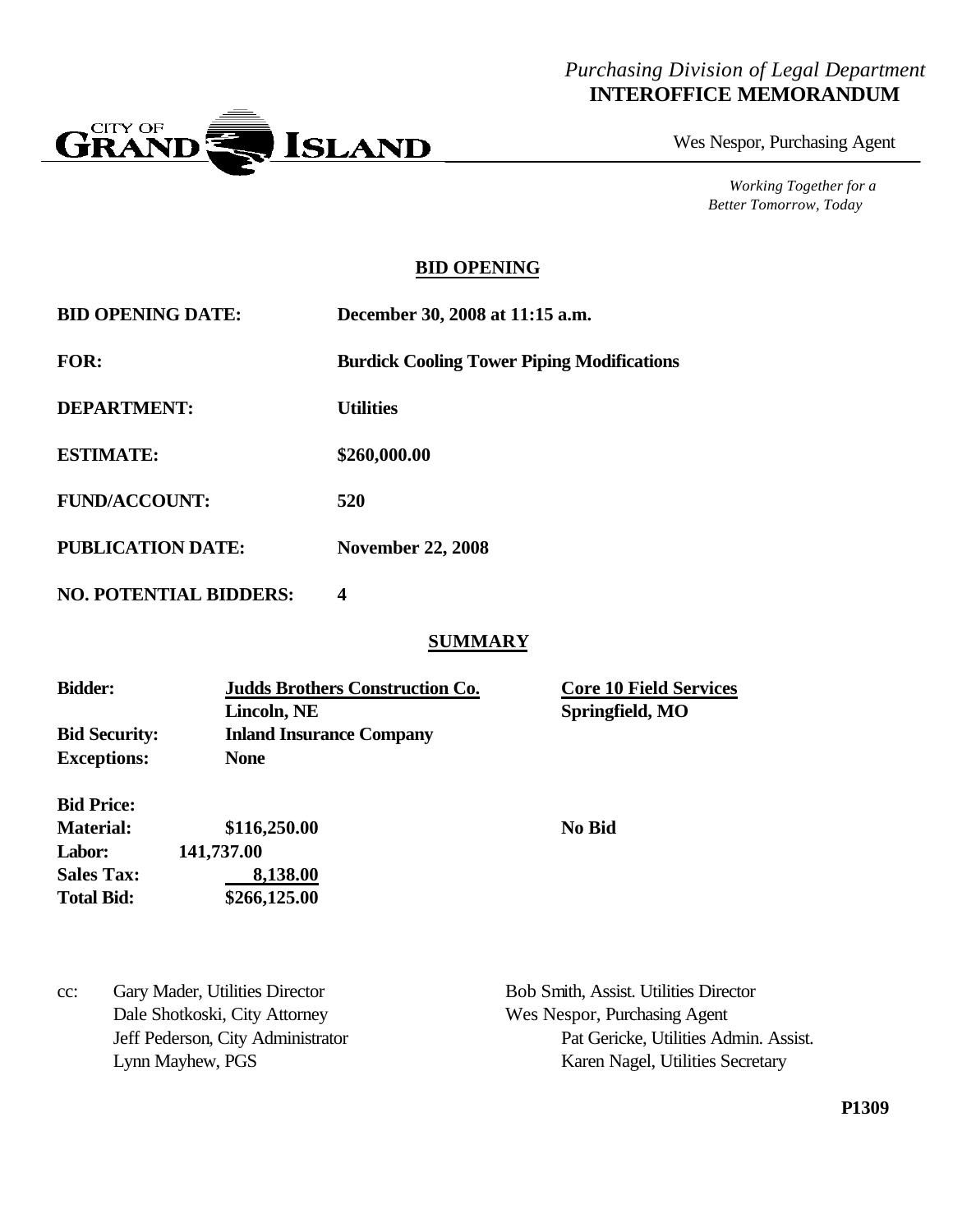*Purchasing Division of Legal Department*
**INTEROFFICE MEMORANDUM**

CITY OF GRAND ISLAND

Wes Nespor, Purchasing Agent

*Working Together for a Better Tomorrow, Today*

## BID OPENING

| | |
|---|---|
| **BID OPENING DATE:** | **December 30, 2008 at 11:15 a.m.** |
| **FOR:** | **Burdick Cooling Tower Piping Modifications** |
| **DEPARTMENT:** | **Utilities** |
| **ESTIMATE:** | **$260,000.00** |
| **FUND/ACCOUNT:** | **520** |
| **PUBLICATION DATE:** | **November 22, 2008** |
| **NO. POTENTIAL BIDDERS:** | **4** |

## SUMMARY

| **Bidder:** | **Judds Brothers Construction Co.** Lincoln, NE | **Core 10 Field Services** Springfield, MO |
|---|---|---|
| **Bid Security:** | **Inland Insurance Company** | |
| **Exceptions:** | **None** | |
| **Bid Price:** | | |
| **Material:** | **$116,250.00** | **No Bid** |
| **Labor:** | **141,737.00** | |
| **Sales Tax:** | **8,138.00** | |
| **Total Bid:** | **$266,125.00** | |

cc: Gary Mader, Utilities Director
Dale Shotkoski, City Attorney
Jeff Pederson, City Administrator
Lynn Mayhew, PGS
Bob Smith, Assist. Utilities Director
Wes Nespor, Purchasing Agent
Pat Gericke, Utilities Admin. Assist.
Karen Nagel, Utilities Secretary

**P1309**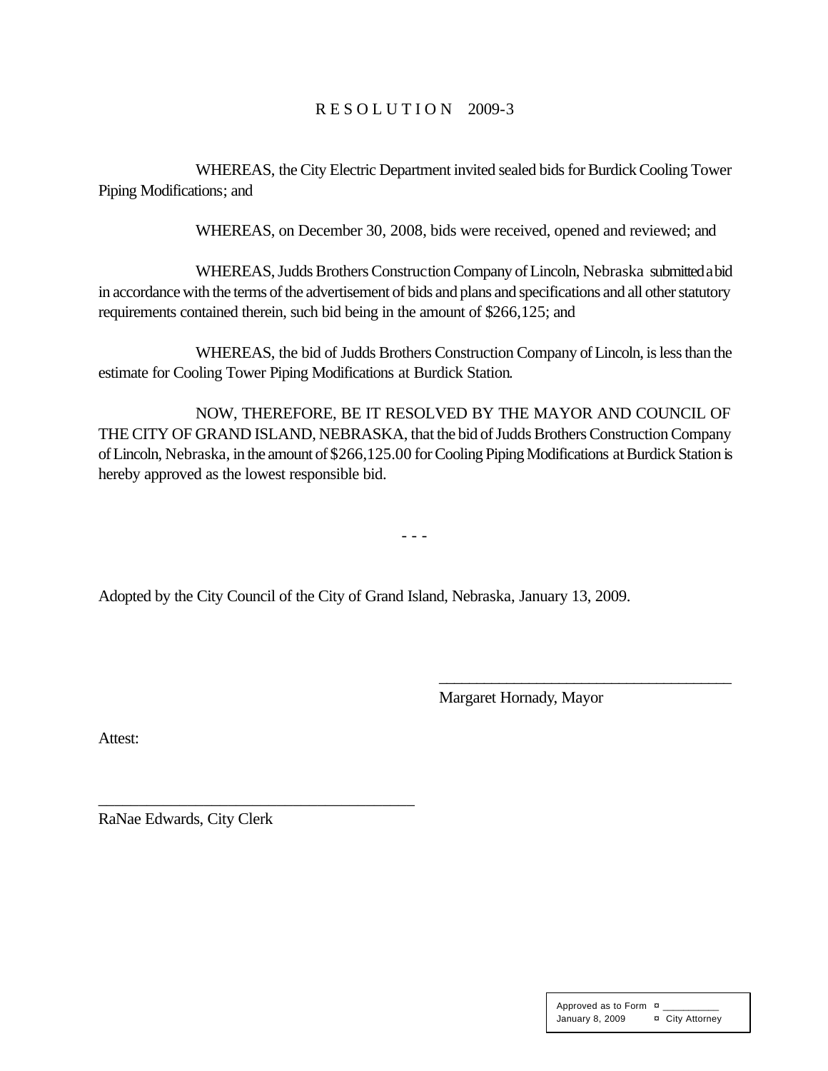# R E S O L U T I O N 2009-3

WHEREAS, the City Electric Department invited sealed bids for Burdick Cooling Tower Piping Modifications; and

WHEREAS, on December 30, 2008, bids were received, opened and reviewed; and

WHEREAS, Judds Brothers Construction Company of Lincoln, Nebraska submitted a bid in accordance with the terms of the advertisement of bids and plans and specifications and all other statutory requirements contained therein, such bid being in the amount of $266,125; and

WHEREAS, the bid of Judds Brothers Construction Company of Lincoln, is less than the estimate for Cooling Tower Piping Modifications at Burdick Station.

NOW, THEREFORE, BE IT RESOLVED BY THE MAYOR AND COUNCIL OF THE CITY OF GRAND ISLAND, NEBRASKA, that the bid of Judds Brothers Construction Company of Lincoln, Nebraska, in the amount of $266,125.00 for Cooling Piping Modifications at Burdick Station is hereby approved as the lowest responsible bid.

- - -

Adopted by the City Council of the City of Grand Island, Nebraska, January 13, 2009.

_____________________________________
Margaret Hornady, Mayor

Attest:

_______________________________________
RaNae Edwards, City Clerk

| | |
|---|---|
| Approved as to Form | ¤ ___________ |
| January 8, 2009 | ¤ City Attorney |